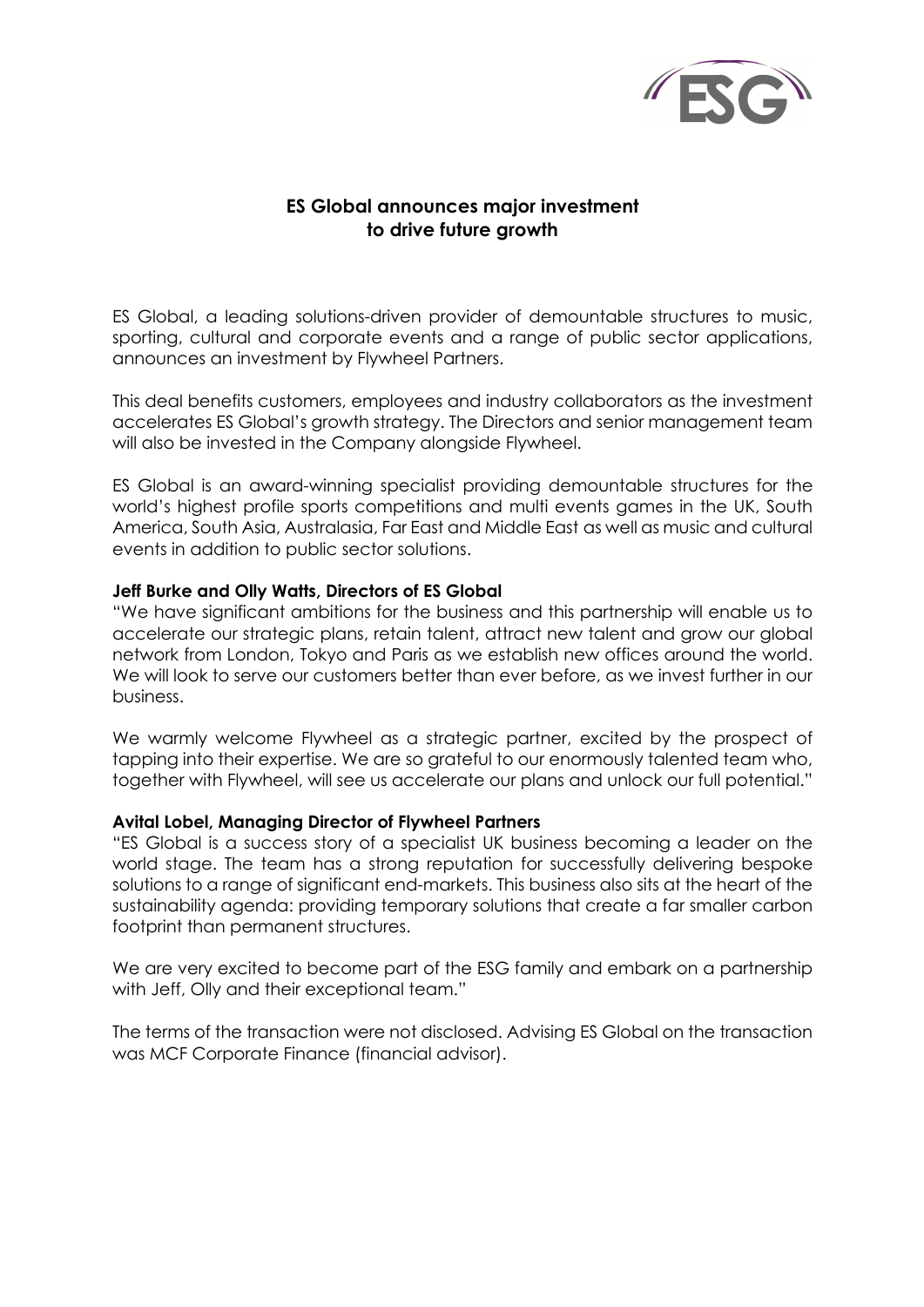# ES Global announces major investment to drive future growth

ES Global, a leading solutions-driven provider of demountable structures to music, sporting, cultural and corporate events and a range of public sector applications, announces an investment by Flywheel Partners.

This deal benefits customers, employees and industry collaborators as the investment accelerates ES Global's growth strategy. The Directors and senior management team will also be invested in the Company alongside Flywheel.

ES Global is an award-winning specialist providing demountable structures for the world's highest profile sports competitions and multi events games in the UK, South America, South Asia, Australasia, Far East and Middle East as well as music and cultural events in addition to public sector solutions.

**Jeff Burke and Olly Watts, Directors of ES Global**

"We have significant ambitions for the business and this partnership will enable us to accelerate our strategic plans, retain talent, attract new talent and grow our global network from London, Tokyo and Paris as we establish new offices around the world. We will look to serve our customers better than ever before, as we invest further in our business.

We warmly welcome Flywheel as a strategic partner, excited by the prospect of tapping into their expertise. We are so grateful to our enormously talented team who, together with Flywheel, will see us accelerate our plans and unlock our full potential."

**Avital Lobel, Managing Director of Flywheel Partners**

"ES Global is a success story of a specialist UK business becoming a leader on the world stage. The team has a strong reputation for successfully delivering bespoke solutions to a range of significant end-markets. This business also sits at the heart of the sustainability agenda: providing temporary solutions that create a far smaller carbon footprint than permanent structures.

We are very excited to become part of the ESG family and embark on a partnership with Jeff, Olly and their exceptional team."

The terms of the transaction were not disclosed. Advising ES Global on the transaction was MCF Corporate Finance (financial advisor).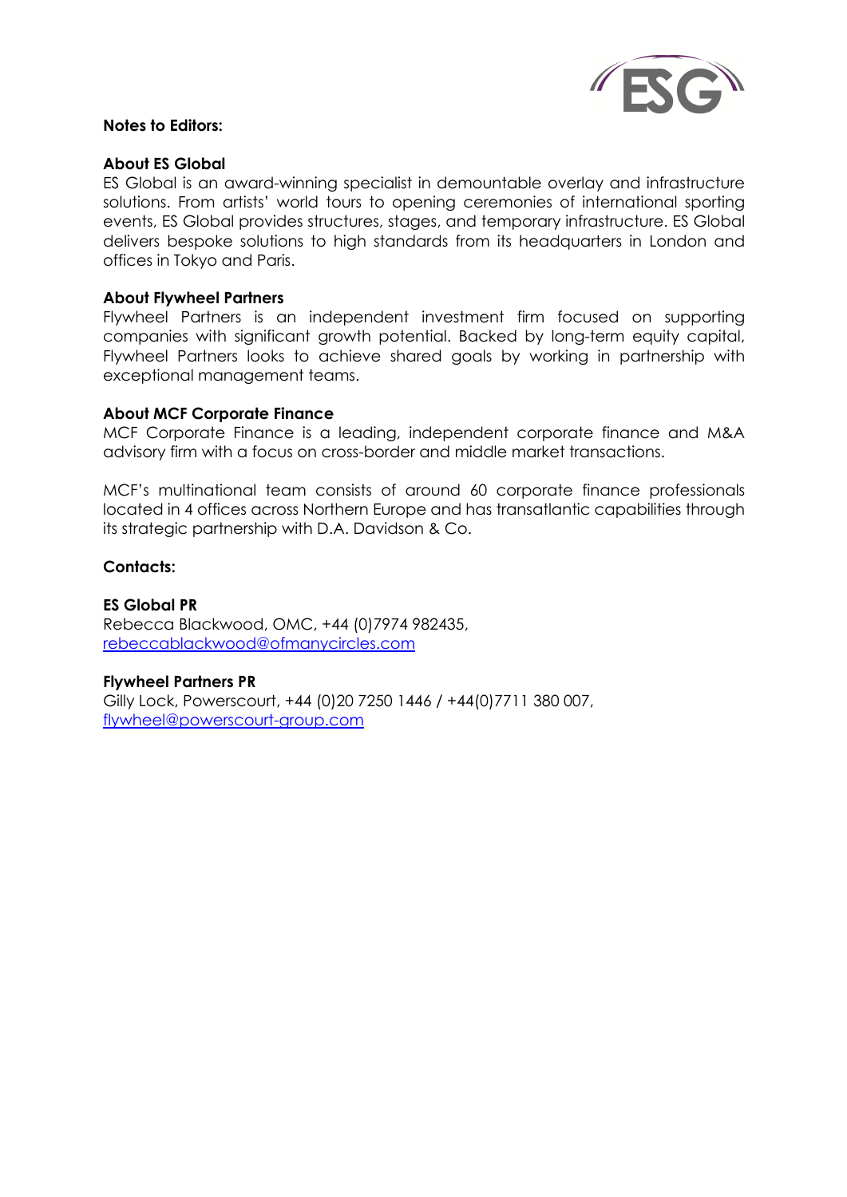**Notes to Editors:**

**About ES Global**

ES Global is an award-winning specialist in demountable overlay and infrastructure solutions. From artists' world tours to opening ceremonies of international sporting events, ES Global provides structures, stages, and temporary infrastructure. ES Global delivers bespoke solutions to high standards from its headquarters in London and offices in Tokyo and Paris.

**About Flywheel Partners**

Flywheel Partners is an independent investment firm focused on supporting companies with significant growth potential. Backed by long-term equity capital, Flywheel Partners looks to achieve shared goals by working in partnership with exceptional management teams.

**About MCF Corporate Finance**

MCF Corporate Finance is a leading, independent corporate finance and M&A advisory firm with a focus on cross-border and middle market transactions.

MCF's multinational team consists of around 60 corporate finance professionals located in 4 offices across Northern Europe and has transatlantic capabilities through its strategic partnership with D.A. Davidson & Co.

**Contacts:**

**ES Global PR**

Rebecca Blackwood, OMC, +44 (0)7974 982435,
rebeccablackwood@ofmanycircles.com

**Flywheel Partners PR**

Gilly Lock, Powerscourt, +44 (0)20 7250 1446 / +44(0)7711 380 007,
flywheel@powerscourt-group.com